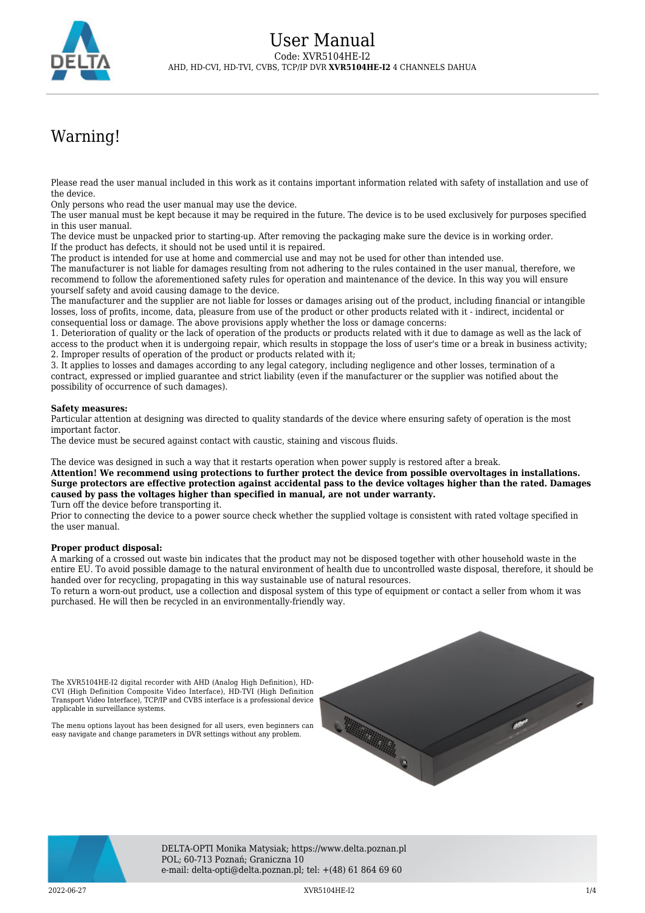# User Manual

Code: XVR5104HE-I2

AHD, HD-CVI, HD-TVI, CVBS, TCP/IP DVR **XVR5104HE-I2** 4 CHANNELS DAHUA

## Warning!

Please read the user manual included in this work as it contains important information related with safety of installation and use of the device.
Only persons who read the user manual may use the device.
The user manual must be kept because it may be required in the future. The device is to be used exclusively for purposes specified in this user manual.
The device must be unpacked prior to starting-up. After removing the packaging make sure the device is in working order.
If the product has defects, it should not be used until it is repaired.
The product is intended for use at home and commercial use and may not be used for other than intended use.
The manufacturer is not liable for damages resulting from not adhering to the rules contained in the user manual, therefore, we recommend to follow the aforementioned safety rules for operation and maintenance of the device. In this way you will ensure yourself safety and avoid causing damage to the device.
The manufacturer and the supplier are not liable for losses or damages arising out of the product, including financial or intangible losses, loss of profits, income, data, pleasure from use of the product or other products related with it - indirect, incidental or consequential loss or damage. The above provisions apply whether the loss or damage concerns:
1. Deterioration of quality or the lack of operation of the products or products related with it due to damage as well as the lack of access to the product when it is undergoing repair, which results in stoppage the loss of user's time or a break in business activity;
2. Improper results of operation of the product or products related with it;
3. It applies to losses and damages according to any legal category, including negligence and other losses, termination of a contract, expressed or implied guarantee and strict liability (even if the manufacturer or the supplier was notified about the possibility of occurrence of such damages).

**Safety measures:**
Particular attention at designing was directed to quality standards of the device where ensuring safety of operation is the most important factor.
The device must be secured against contact with caustic, staining and viscous fluids.

The device was designed in such a way that it restarts operation when power supply is restored after a break.
**Attention! We recommend using protections to further protect the device from possible overvoltages in installations. Surge protectors are effective protection against accidental pass to the device voltages higher than the rated. Damages caused by pass the voltages higher than specified in manual, are not under warranty.**
Turn off the device before transporting it.
Prior to connecting the device to a power source check whether the supplied voltage is consistent with rated voltage specified in the user manual.

**Proper product disposal:**
A marking of a crossed out waste bin indicates that the product may not be disposed together with other household waste in the entire EU. To avoid possible damage to the natural environment of health due to uncontrolled waste disposal, therefore, it should be handed over for recycling, propagating in this way sustainable use of natural resources.
To return a worn-out product, use a collection and disposal system of this type of equipment or contact a seller from whom it was purchased. He will then be recycled in an environmentally-friendly way.

The XVR5104HE-I2 digital recorder with AHD (Analog High Definition), HD-CVI (High Definition Composite Video Interface), HD-TVI (High Definition Transport Video Interface), TCP/IP and CVBS interface is a professional device applicable in surveillance systems.

The menu options layout has been designed for all users, even beginners can easy navigate and change parameters in DVR settings without any problem.

DELTA-OPTI Monika Matysiak; https://www.delta.poznan.pl
POL; 60-713 Poznań; Graniczna 10
e-mail: delta-opti@delta.poznan.pl; tel: +(48) 61 864 69 60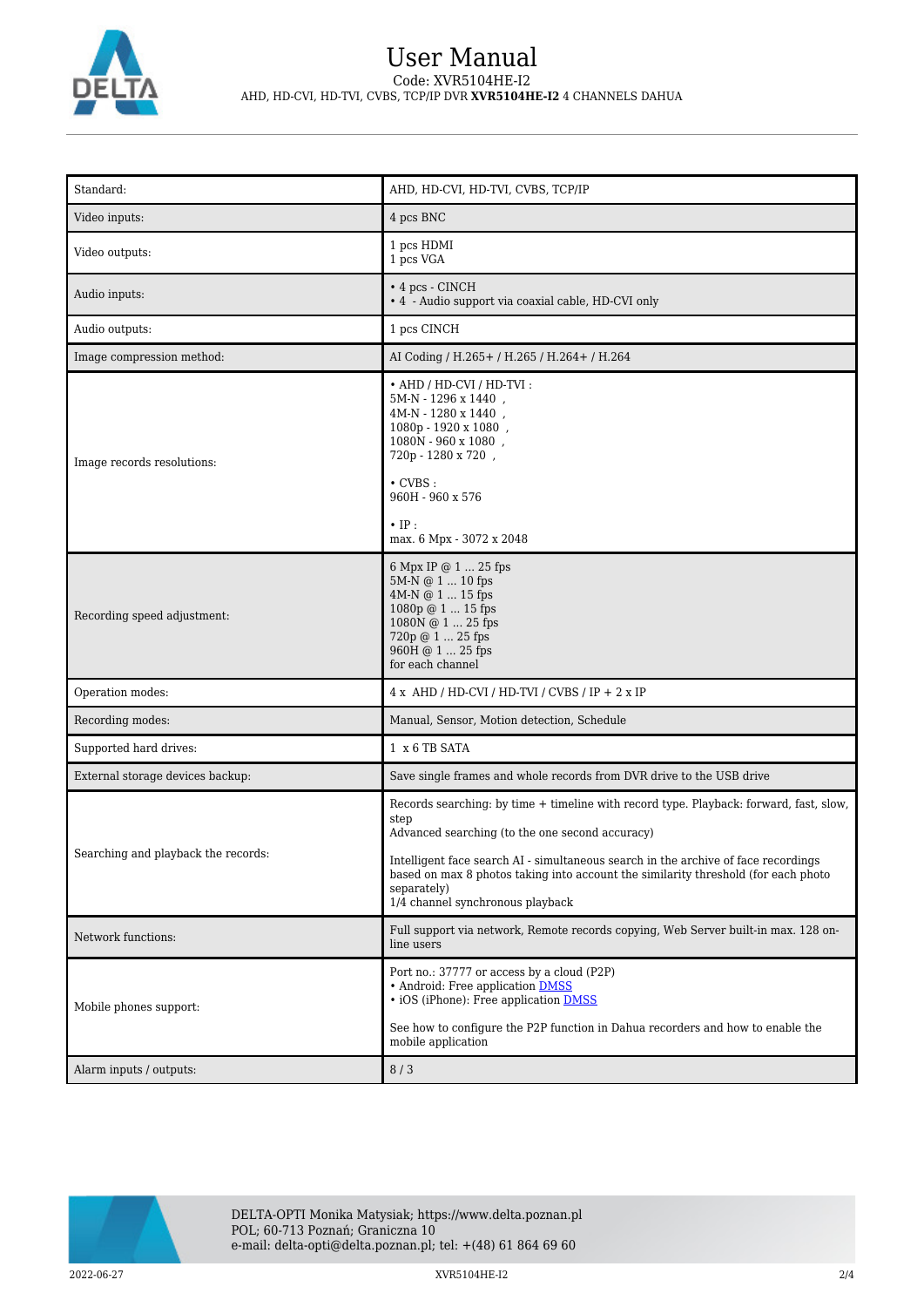| Standard: | AHD, HD-CVI, HD-TVI, CVBS, TCP/IP |
|---|---|
| Video inputs: | 4 pcs BNC |
| Video outputs: | 1 pcs HDMI<br>1 pcs VGA |
| Audio inputs: | • 4 pcs - CINCH<br>• 4 - Audio support via coaxial cable, HD-CVI only |
| Audio outputs: | 1 pcs CINCH |
| Image compression method: | AI Coding / H.265+ / H.265 / H.264+ / H.264 |
| Image records resolutions: | • AHD / HD-CVI / HD-TVI :<br>5M-N - 1296 x 1440 ,<br>4M-N - 1280 x 1440 ,<br>1080p - 1920 x 1080 ,<br>1080N - 960 x 1080 ,<br>720p - 1280 x 720 ,<br><br>• CVBS :<br>960H - 960 x 576<br><br>• IP :<br>max. 6 Mpx - 3072 x 2048 |
| Recording speed adjustment: | 6 Mpx IP @ 1 ... 25 fps<br>5M-N @ 1 ... 10 fps<br>4M-N @ 1 ... 15 fps<br>1080p @ 1 ... 15 fps<br>1080N @ 1 ... 25 fps<br>720p @ 1 ... 25 fps<br>960H @ 1 ... 25 fps<br>for each channel |
| Operation modes: | 4 x AHD / HD-CVI / HD-TVI / CVBS / IP + 2 x IP |
| Recording modes: | Manual, Sensor, Motion detection, Schedule |
| Supported hard drives: | 1 x 6 TB SATA |
| External storage devices backup: | Save single frames and whole records from DVR drive to the USB drive |
| Searching and playback the records: | Records searching: by time + timeline with record type. Playback: forward, fast, slow, step<br>Advanced searching (to the one second accuracy)<br><br>Intelligent face search AI - simultaneous search in the archive of face recordings based on max 8 photos taking into account the similarity threshold (for each photo separately)<br>1/4 channel synchronous playback |
| Network functions: | Full support via network, Remote records copying, Web Server built-in max. 128 on-line users |
| Mobile phones support: | Port no.: 37777 or access by a cloud (P2P)<br>• Android: Free application DMSS<br>• iOS (iPhone): Free application DMSS<br><br>See how to configure the P2P function in Dahua recorders and how to enable the mobile application |
| Alarm inputs / outputs: | 8 / 3 |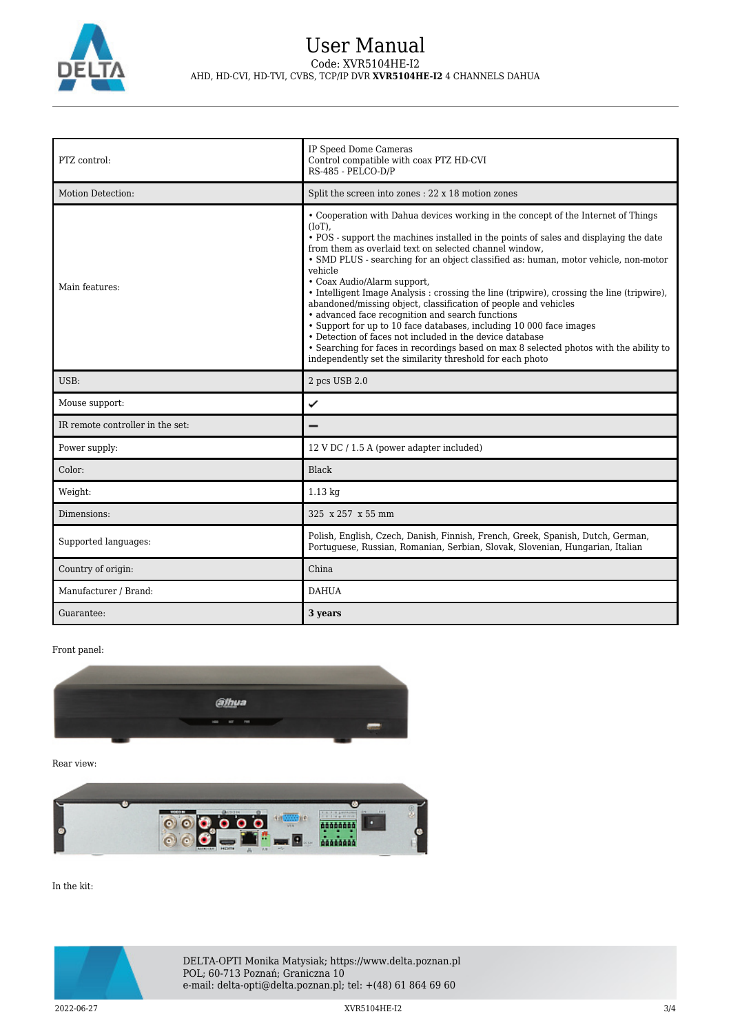| | |
|---|---|
| PTZ control: | IP Speed Dome Cameras<br>Control compatible with coax PTZ HD-CVI<br>RS-485 - PELCO-D/P |
| Motion Detection: | Split the screen into zones : 22 x 18 motion zones |
| Main features: | • Cooperation with Dahua devices working in the concept of the Internet of Things (IoT),<br>• POS - support the machines installed in the points of sales and displaying the date from them as overlaid text on selected channel window,<br>• SMD PLUS - searching for an object classified as: human, motor vehicle, non-motor vehicle<br>• Coax Audio/Alarm support,<br>• Intelligent Image Analysis : crossing the line (tripwire), crossing the line (tripwire), abandoned/missing object, classification of people and vehicles<br>• advanced face recognition and search functions<br>• Support for up to 10 face databases, including 10 000 face images<br>• Detection of faces not included in the device database<br>• Searching for faces in recordings based on max 8 selected photos with the ability to independently set the similarity threshold for each photo |
| USB: | 2 pcs USB 2.0 |
| Mouse support: | ✔ |
| IR remote controller in the set: | – |
| Power supply: | 12 V DC / 1.5 A (power adapter included) |
| Color: | Black |
| Weight: | 1.13 kg |
| Dimensions: | 325 x 257 x 55 mm |
| Supported languages: | Polish, English, Czech, Danish, Finnish, French, Greek, Spanish, Dutch, German, Portuguese, Russian, Romanian, Serbian, Slovak, Slovenian, Hungarian, Italian |
| Country of origin: | China |
| Manufacturer / Brand: | DAHUA |
| Guarantee: | **3 years** |

Front panel:

Rear view:

In the kit: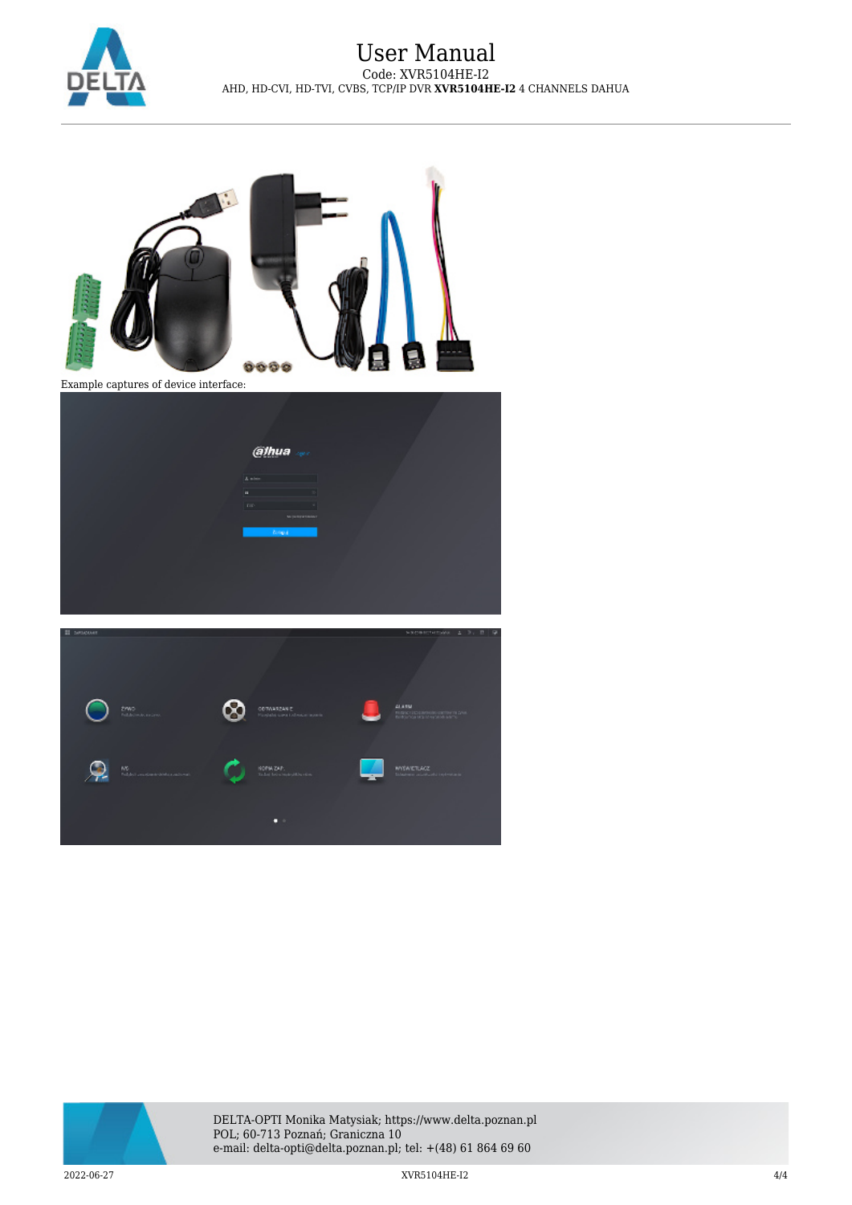Example captures of device interface: